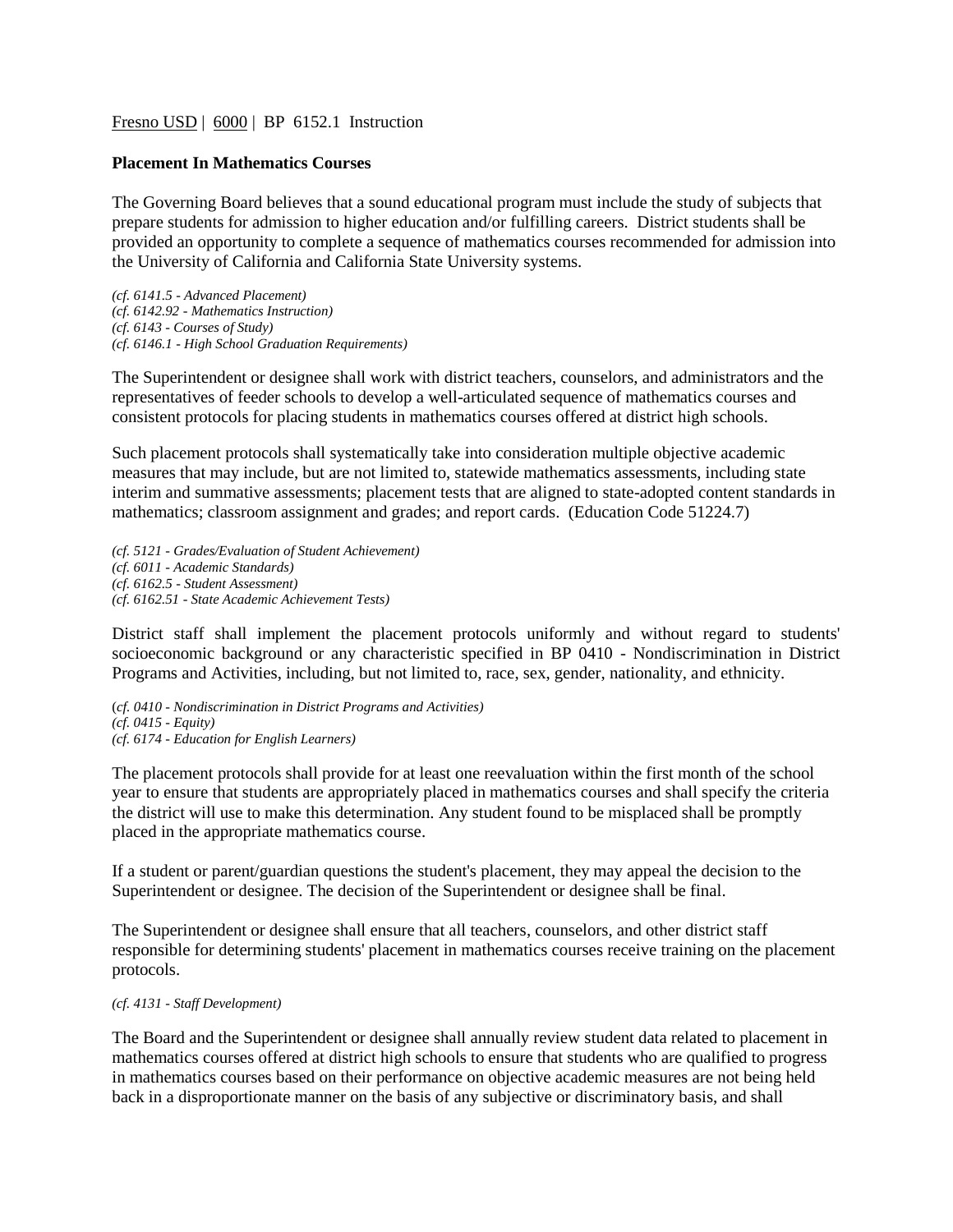Fresno USD | 6000 | BP 6152.1 Instruction

**Placement In Mathematics Courses**

The Governing Board believes that a sound educational program must include the study of subjects that prepare students for admission to higher education and/or fulfilling careers. District students shall be provided an opportunity to complete a sequence of mathematics courses recommended for admission into the University of California and California State University systems.

*(cf. 6141.5 - Advanced Placement)*
*(cf. 6142.92 - Mathematics Instruction)*
*(cf. 6143 - Courses of Study)*
*(cf. 6146.1 - High School Graduation Requirements)*

The Superintendent or designee shall work with district teachers, counselors, and administrators and the representatives of feeder schools to develop a well-articulated sequence of mathematics courses and consistent protocols for placing students in mathematics courses offered at district high schools.

Such placement protocols shall systematically take into consideration multiple objective academic measures that may include, but are not limited to, statewide mathematics assessments, including state interim and summative assessments; placement tests that are aligned to state-adopted content standards in mathematics; classroom assignment and grades; and report cards. (Education Code 51224.7)

*(cf. 5121 - Grades/Evaluation of Student Achievement)*
*(cf. 6011 - Academic Standards)*
*(cf. 6162.5 - Student Assessment)*
*(cf. 6162.51 - State Academic Achievement Tests)*

District staff shall implement the placement protocols uniformly and without regard to students' socioeconomic background or any characteristic specified in BP 0410 - Nondiscrimination in District Programs and Activities, including, but not limited to, race, sex, gender, nationality, and ethnicity.

(*cf. 0410 - Nondiscrimination in District Programs and Activities)*
*(cf. 0415 - Equity)*
*(cf. 6174 - Education for English Learners)*

The placement protocols shall provide for at least one reevaluation within the first month of the school year to ensure that students are appropriately placed in mathematics courses and shall specify the criteria the district will use to make this determination. Any student found to be misplaced shall be promptly placed in the appropriate mathematics course.

If a student or parent/guardian questions the student's placement, they may appeal the decision to the Superintendent or designee. The decision of the Superintendent or designee shall be final.

The Superintendent or designee shall ensure that all teachers, counselors, and other district staff responsible for determining students' placement in mathematics courses receive training on the placement protocols.

*(cf. 4131 - Staff Development)*

The Board and the Superintendent or designee shall annually review student data related to placement in mathematics courses offered at district high schools to ensure that students who are qualified to progress in mathematics courses based on their performance on objective academic measures are not being held back in a disproportionate manner on the basis of any subjective or discriminatory basis, and shall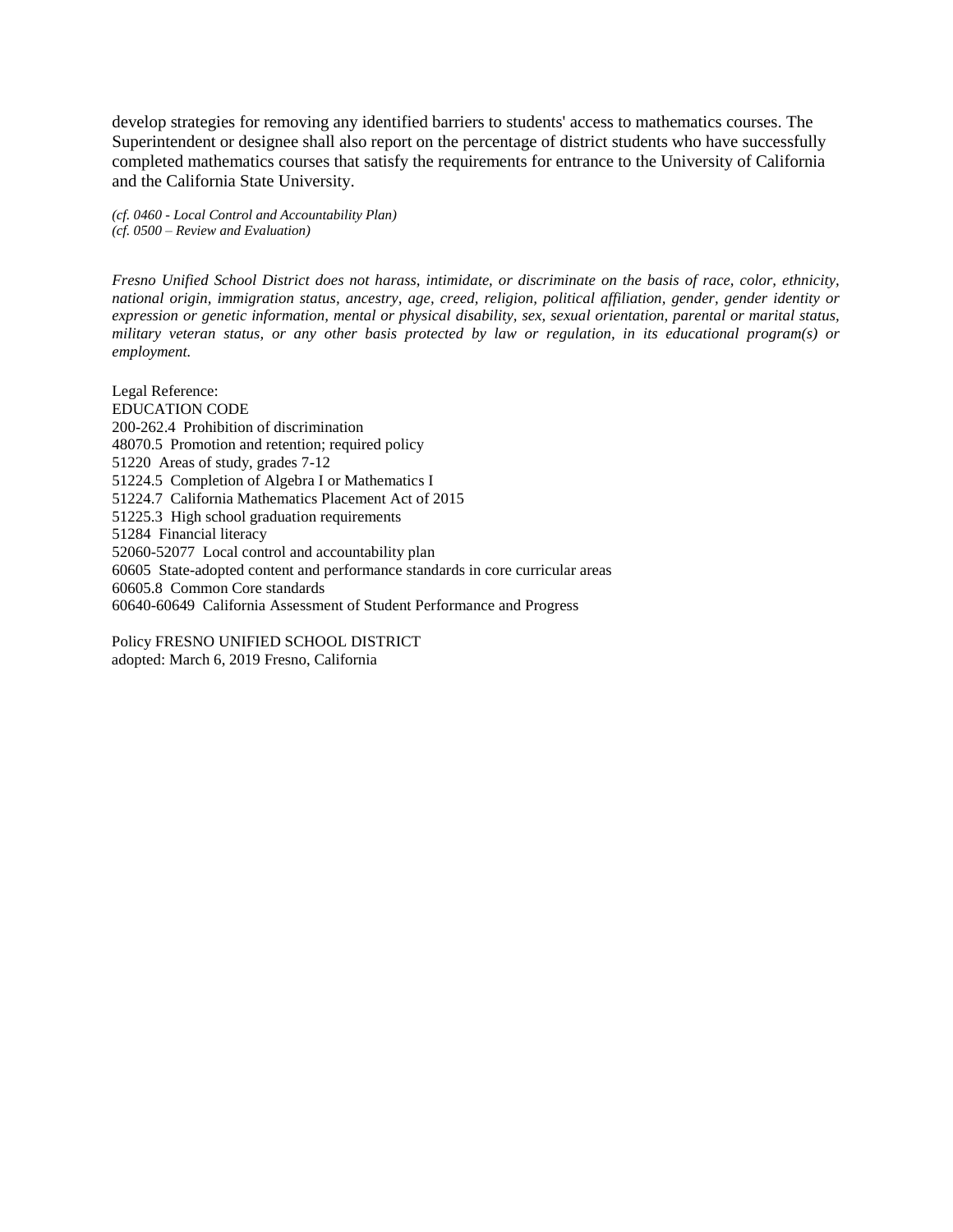develop strategies for removing any identified barriers to students' access to mathematics courses. The Superintendent or designee shall also report on the percentage of district students who have successfully completed mathematics courses that satisfy the requirements for entrance to the University of California and the California State University.

*(cf. 0460 - Local Control and Accountability Plan)*
*(cf. 0500 – Review and Evaluation)*

*Fresno Unified School District does not harass, intimidate, or discriminate on the basis of race, color, ethnicity, national origin, immigration status, ancestry, age, creed, religion, political affiliation, gender, gender identity or expression or genetic information, mental or physical disability, sex, sexual orientation, parental or marital status, military veteran status, or any other basis protected by law or regulation, in its educational program(s) or employment.*

Legal Reference:
EDUCATION CODE
200-262.4 Prohibition of discrimination
48070.5 Promotion and retention; required policy
51220 Areas of study, grades 7-12
51224.5 Completion of Algebra I or Mathematics I
51224.7 California Mathematics Placement Act of 2015
51225.3 High school graduation requirements
51284 Financial literacy
52060-52077 Local control and accountability plan
60605 State-adopted content and performance standards in core curricular areas
60605.8 Common Core standards
60640-60649 California Assessment of Student Performance and Progress

Policy FRESNO UNIFIED SCHOOL DISTRICT
adopted: March 6, 2019 Fresno, California